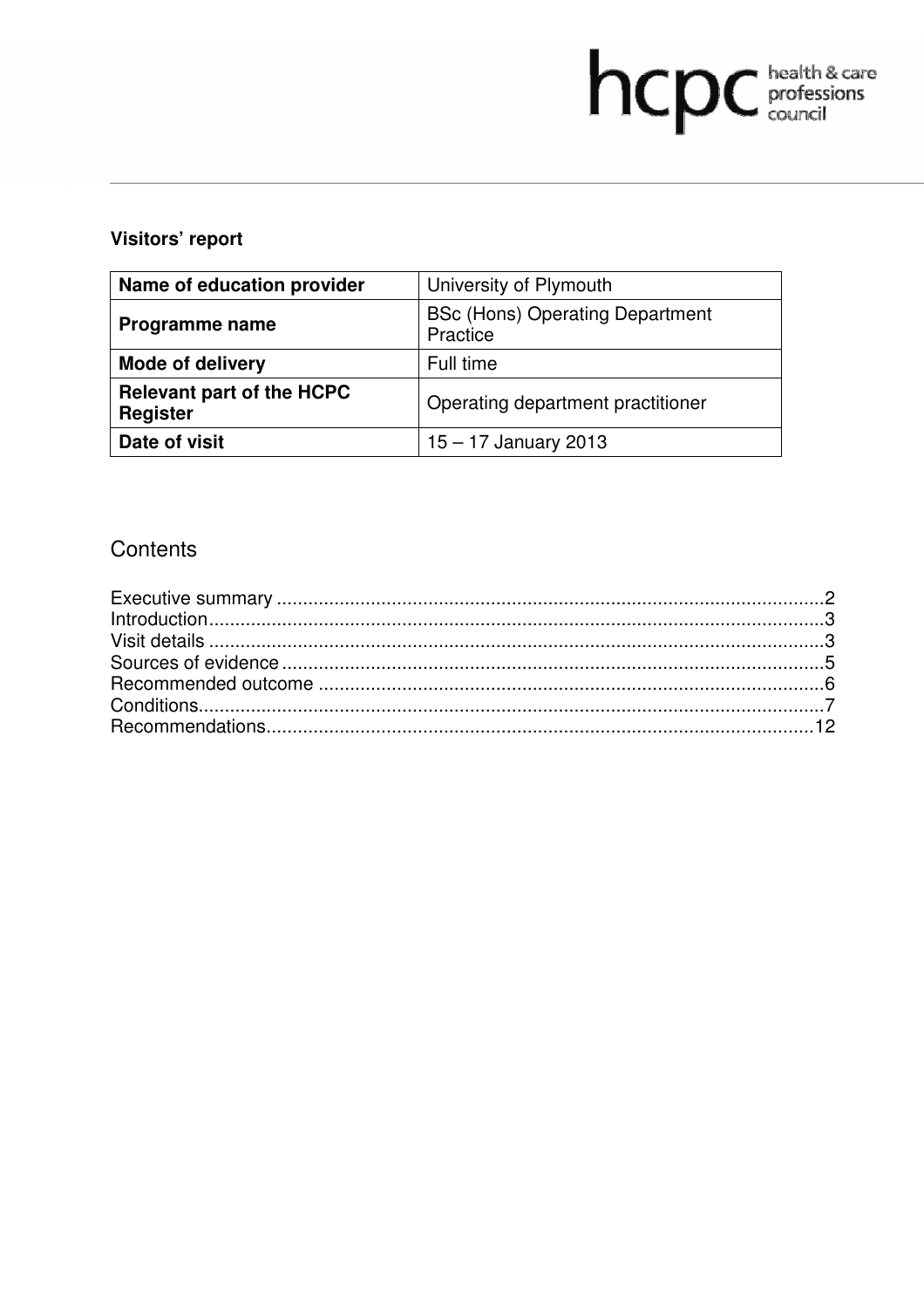hcpc health & care professions council

**Visitors' report**

| Name of education provider | University of Plymouth |
| --- | --- |
| Programme name | BSc (Hons) Operating Department Practice |
| Mode of delivery | Full time |
| Relevant part of the HCPC Register | Operating department practitioner |
| Date of visit | 15 – 17 January 2013 |

## Contents

Executive summary ........................................................................................................2
Introduction.....................................................................................................................3
Visit details .....................................................................................................................3
Sources of evidence .......................................................................................................5
Recommended outcome ................................................................................................6
Conditions.......................................................................................................................7
Recommendations.........................................................................................................12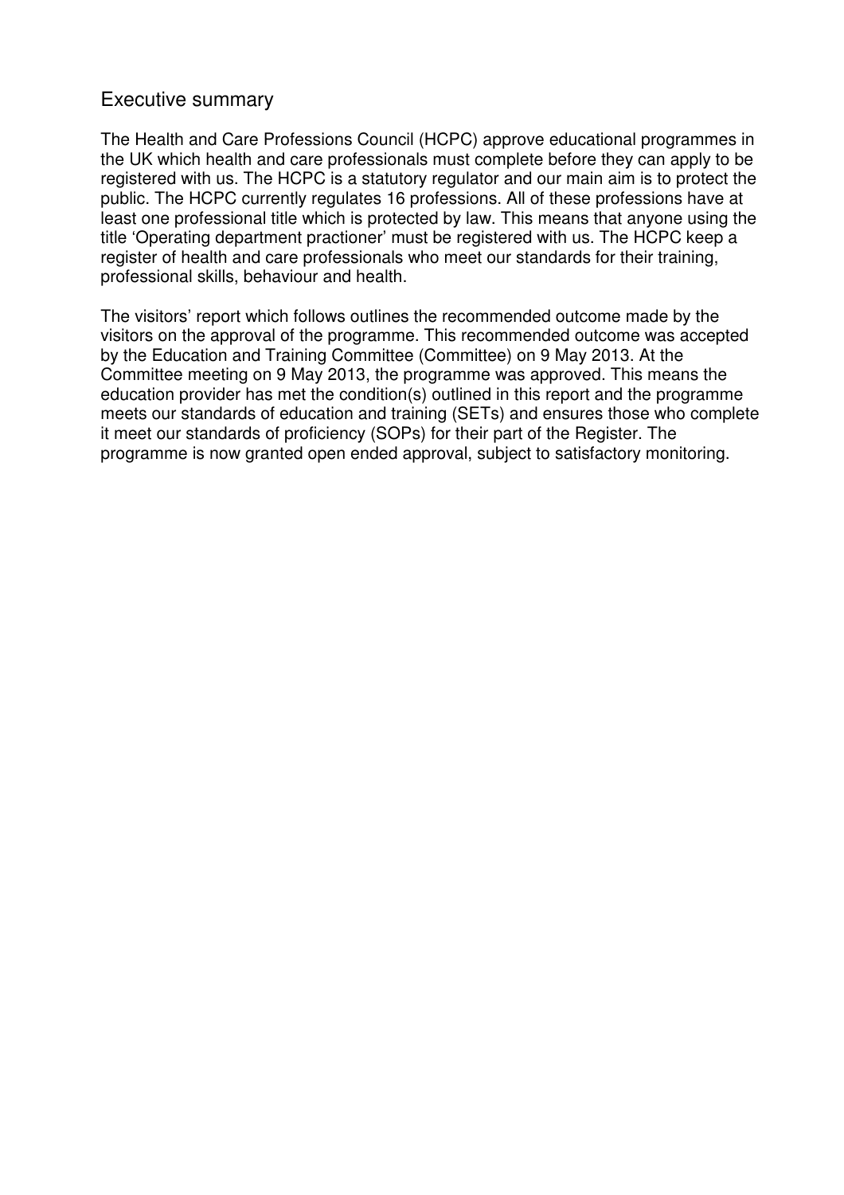## Executive summary

The Health and Care Professions Council (HCPC) approve educational programmes in the UK which health and care professionals must complete before they can apply to be registered with us. The HCPC is a statutory regulator and our main aim is to protect the public. The HCPC currently regulates 16 professions. All of these professions have at least one professional title which is protected by law. This means that anyone using the title 'Operating department practioner' must be registered with us. The HCPC keep a register of health and care professionals who meet our standards for their training, professional skills, behaviour and health.

The visitors' report which follows outlines the recommended outcome made by the visitors on the approval of the programme. This recommended outcome was accepted by the Education and Training Committee (Committee) on 9 May 2013. At the Committee meeting on 9 May 2013, the programme was approved. This means the education provider has met the condition(s) outlined in this report and the programme meets our standards of education and training (SETs) and ensures those who complete it meet our standards of proficiency (SOPs) for their part of the Register. The programme is now granted open ended approval, subject to satisfactory monitoring.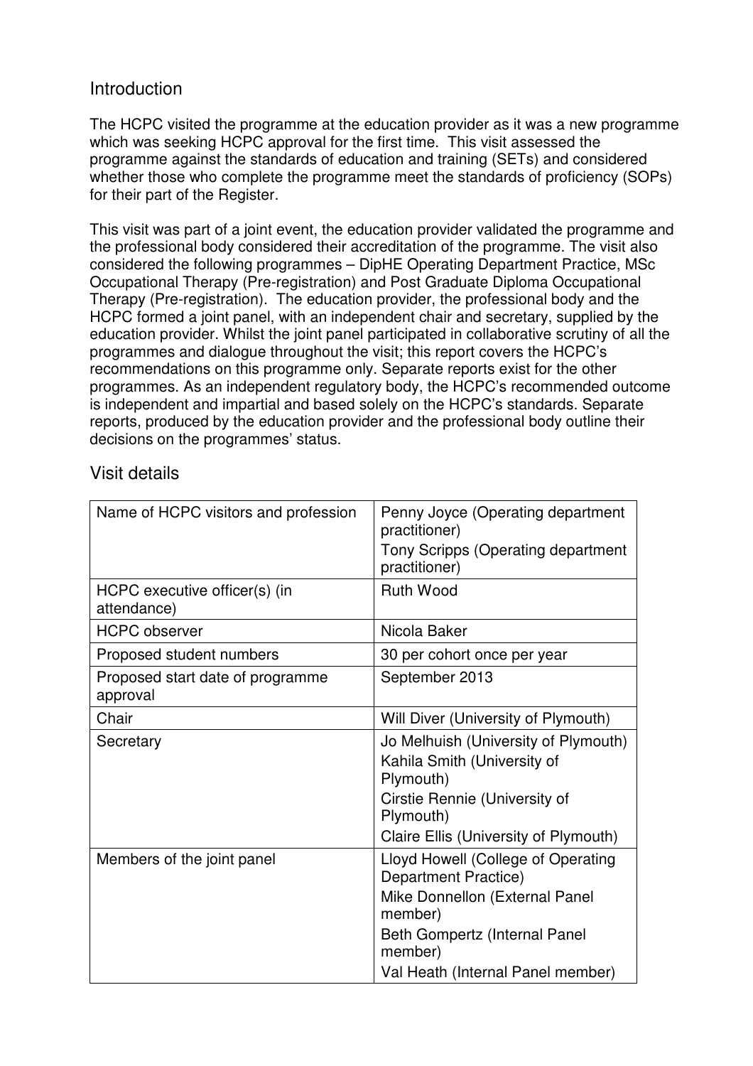## Introduction

The HCPC visited the programme at the education provider as it was a new programme which was seeking HCPC approval for the first time. This visit assessed the programme against the standards of education and training (SETs) and considered whether those who complete the programme meet the standards of proficiency (SOPs) for their part of the Register.

This visit was part of a joint event, the education provider validated the programme and the professional body considered their accreditation of the programme. The visit also considered the following programmes – DipHE Operating Department Practice, MSc Occupational Therapy (Pre-registration) and Post Graduate Diploma Occupational Therapy (Pre-registration). The education provider, the professional body and the HCPC formed a joint panel, with an independent chair and secretary, supplied by the education provider. Whilst the joint panel participated in collaborative scrutiny of all the programmes and dialogue throughout the visit; this report covers the HCPC's recommendations on this programme only. Separate reports exist for the other programmes. As an independent regulatory body, the HCPC's recommended outcome is independent and impartial and based solely on the HCPC's standards. Separate reports, produced by the education provider and the professional body outline their decisions on the programmes' status.

## Visit details

| | |
|---|---|
| Name of HCPC visitors and profession | Penny Joyce (Operating department practitioner)<br>Tony Scripps (Operating department practitioner) |
| HCPC executive officer(s) (in attendance) | Ruth Wood |
| HCPC observer | Nicola Baker |
| Proposed student numbers | 30 per cohort once per year |
| Proposed start date of programme approval | September 2013 |
| Chair | Will Diver (University of Plymouth) |
| Secretary | Jo Melhuish (University of Plymouth)<br>Kahila Smith (University of Plymouth)<br>Cirstie Rennie (University of Plymouth)<br>Claire Ellis (University of Plymouth) |
| Members of the joint panel | Lloyd Howell (College of Operating Department Practice)<br>Mike Donnellon (External Panel member)<br>Beth Gompertz (Internal Panel member)<br>Val Heath (Internal Panel member) |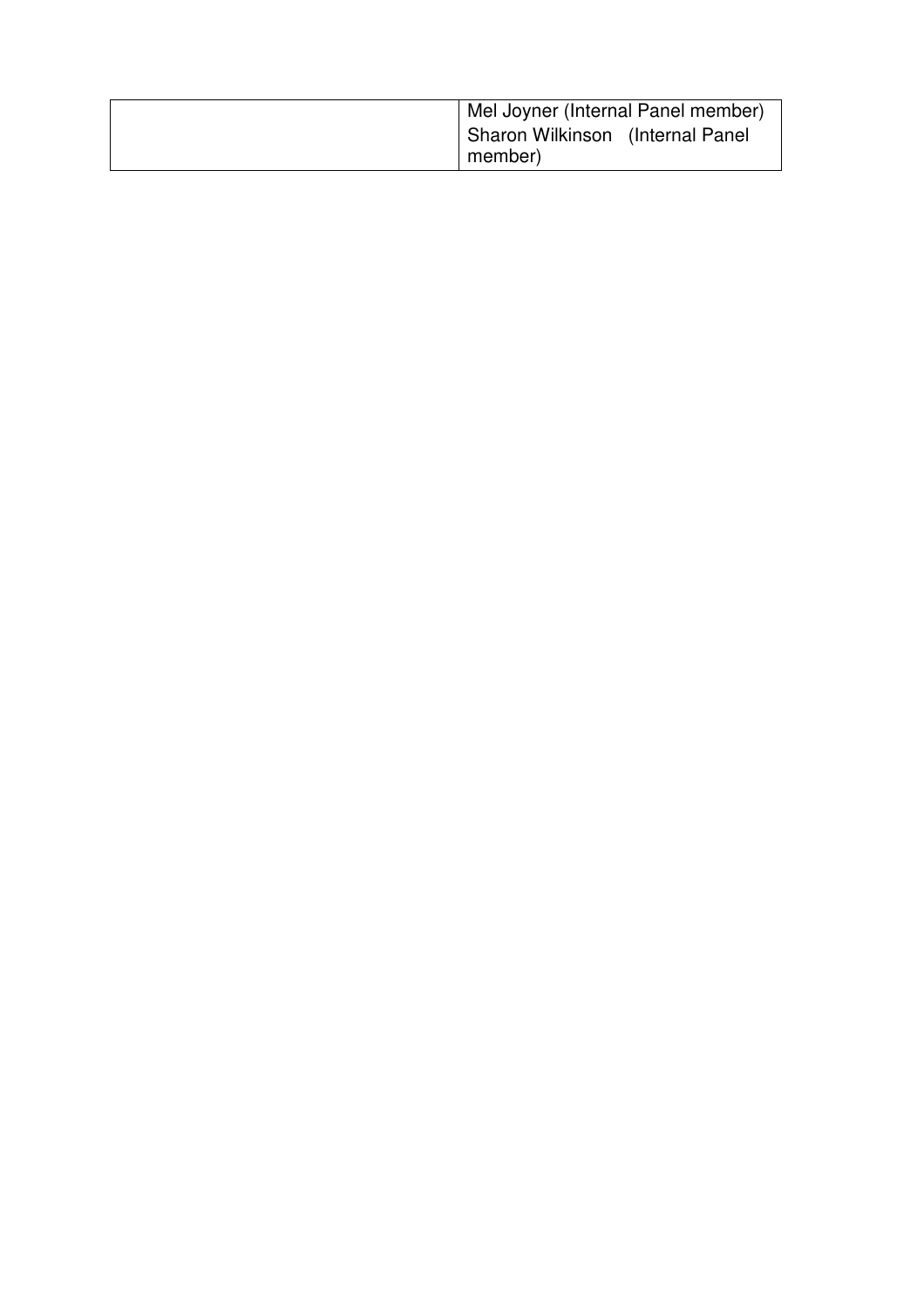|  | Mel Joyner (Internal Panel member)<br>Sharon Wilkinson (Internal Panel member) |
|---|---|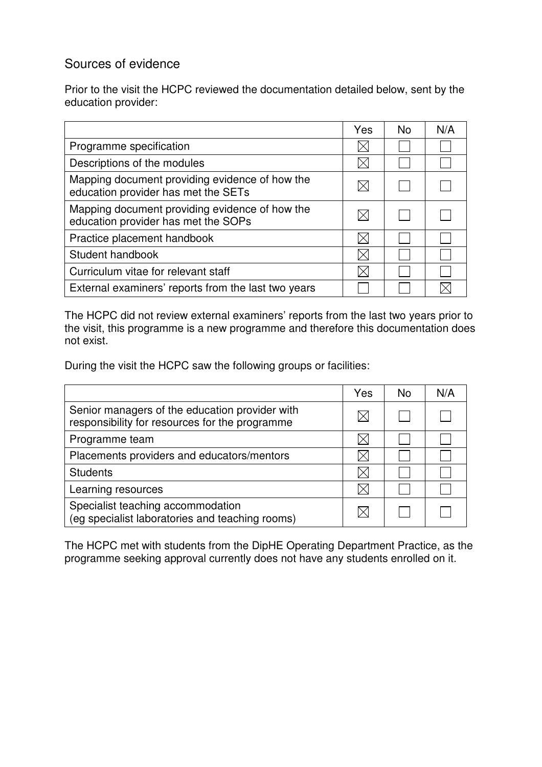## Sources of evidence

Prior to the visit the HCPC reviewed the documentation detailed below, sent by the education provider:

| | Yes | No | N/A |
|---|---|---|---|
| Programme specification | ☒ | ☐ | ☐ |
| Descriptions of the modules | ☒ | ☐ | ☐ |
| Mapping document providing evidence of how the education provider has met the SETs | ☒ | ☐ | ☐ |
| Mapping document providing evidence of how the education provider has met the SOPs | ☒ | ☐ | ☐ |
| Practice placement handbook | ☒ | ☐ | ☐ |
| Student handbook | ☒ | ☐ | ☐ |
| Curriculum vitae for relevant staff | ☒ | ☐ | ☐ |
| External examiners' reports from the last two years | ☐ | ☐ | ☒ |

The HCPC did not review external examiners' reports from the last two years prior to the visit, this programme is a new programme and therefore this documentation does not exist.

During the visit the HCPC saw the following groups or facilities:

| | Yes | No | N/A |
|---|---|---|---|
| Senior managers of the education provider with responsibility for resources for the programme | ☒ | ☐ | ☐ |
| Programme team | ☒ | ☐ | ☐ |
| Placements providers and educators/mentors | ☒ | ☐ | ☐ |
| Students | ☒ | ☐ | ☐ |
| Learning resources | ☒ | ☐ | ☐ |
| Specialist teaching accommodation (eg specialist laboratories and teaching rooms) | ☒ | ☐ | ☐ |

The HCPC met with students from the DipHE Operating Department Practice, as the programme seeking approval currently does not have any students enrolled on it.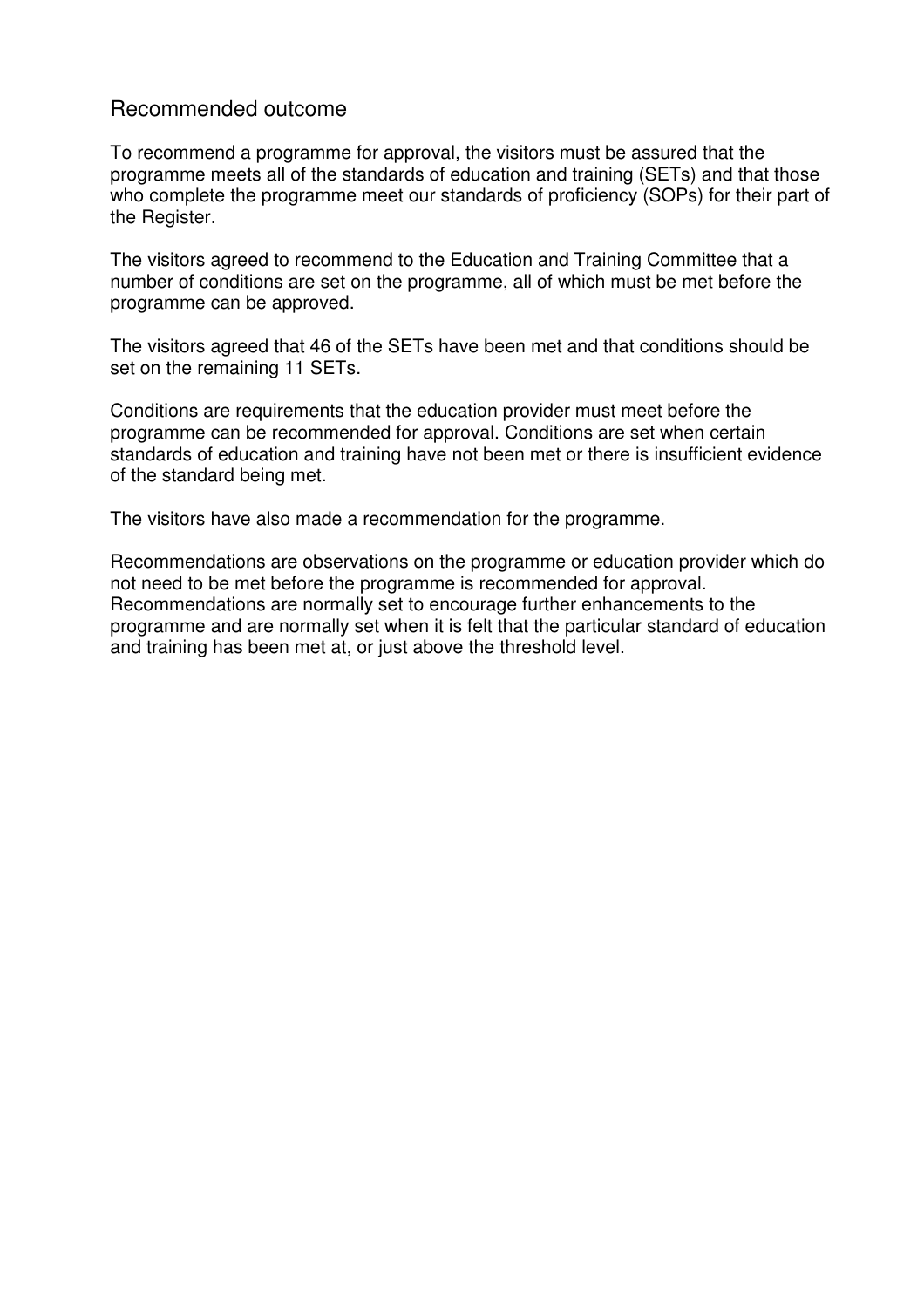## Recommended outcome

To recommend a programme for approval, the visitors must be assured that the programme meets all of the standards of education and training (SETs) and that those who complete the programme meet our standards of proficiency (SOPs) for their part of the Register.

The visitors agreed to recommend to the Education and Training Committee that a number of conditions are set on the programme, all of which must be met before the programme can be approved.

The visitors agreed that 46 of the SETs have been met and that conditions should be set on the remaining 11 SETs.

Conditions are requirements that the education provider must meet before the programme can be recommended for approval. Conditions are set when certain standards of education and training have not been met or there is insufficient evidence of the standard being met.

The visitors have also made a recommendation for the programme.

Recommendations are observations on the programme or education provider which do not need to be met before the programme is recommended for approval. Recommendations are normally set to encourage further enhancements to the programme and are normally set when it is felt that the particular standard of education and training has been met at, or just above the threshold level.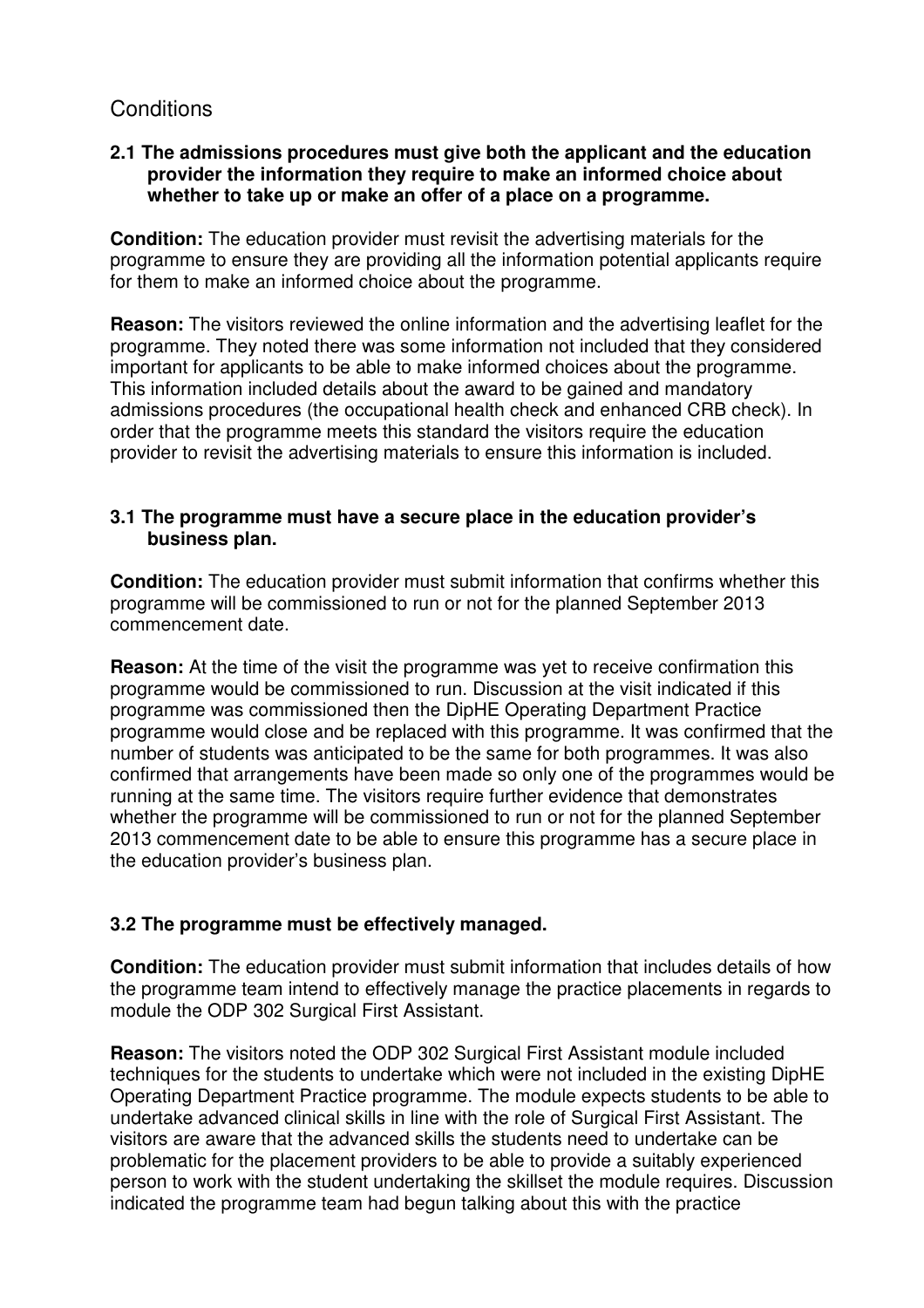## Conditions

**2.1 The admissions procedures must give both the applicant and the education provider the information they require to make an informed choice about whether to take up or make an offer of a place on a programme.**

**Condition:** The education provider must revisit the advertising materials for the programme to ensure they are providing all the information potential applicants require for them to make an informed choice about the programme.

**Reason:** The visitors reviewed the online information and the advertising leaflet for the programme. They noted there was some information not included that they considered important for applicants to be able to make informed choices about the programme. This information included details about the award to be gained and mandatory admissions procedures (the occupational health check and enhanced CRB check). In order that the programme meets this standard the visitors require the education provider to revisit the advertising materials to ensure this information is included.

**3.1 The programme must have a secure place in the education provider's business plan.**

**Condition:** The education provider must submit information that confirms whether this programme will be commissioned to run or not for the planned September 2013 commencement date.

**Reason:** At the time of the visit the programme was yet to receive confirmation this programme would be commissioned to run. Discussion at the visit indicated if this programme was commissioned then the DipHE Operating Department Practice programme would close and be replaced with this programme. It was confirmed that the number of students was anticipated to be the same for both programmes. It was also confirmed that arrangements have been made so only one of the programmes would be running at the same time. The visitors require further evidence that demonstrates whether the programme will be commissioned to run or not for the planned September 2013 commencement date to be able to ensure this programme has a secure place in the education provider's business plan.

**3.2 The programme must be effectively managed.**

**Condition:** The education provider must submit information that includes details of how the programme team intend to effectively manage the practice placements in regards to module the ODP 302 Surgical First Assistant.

**Reason:** The visitors noted the ODP 302 Surgical First Assistant module included techniques for the students to undertake which were not included in the existing DipHE Operating Department Practice programme. The module expects students to be able to undertake advanced clinical skills in line with the role of Surgical First Assistant. The visitors are aware that the advanced skills the students need to undertake can be problematic for the placement providers to be able to provide a suitably experienced person to work with the student undertaking the skillset the module requires. Discussion indicated the programme team had begun talking about this with the practice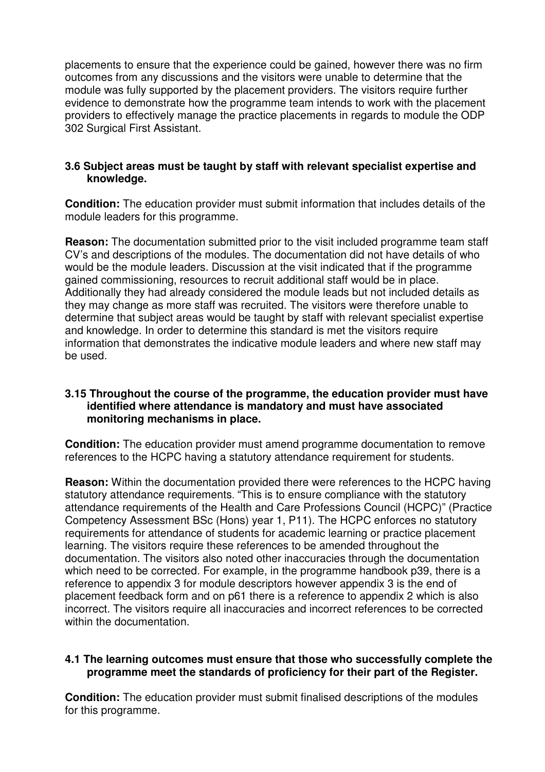placements to ensure that the experience could be gained, however there was no firm outcomes from any discussions and the visitors were unable to determine that the module was fully supported by the placement providers. The visitors require further evidence to demonstrate how the programme team intends to work with the placement providers to effectively manage the practice placements in regards to module the ODP 302 Surgical First Assistant.

**3.6 Subject areas must be taught by staff with relevant specialist expertise and knowledge.**

**Condition:** The education provider must submit information that includes details of the module leaders for this programme.

**Reason:** The documentation submitted prior to the visit included programme team staff CV's and descriptions of the modules. The documentation did not have details of who would be the module leaders. Discussion at the visit indicated that if the programme gained commissioning, resources to recruit additional staff would be in place. Additionally they had already considered the module leads but not included details as they may change as more staff was recruited. The visitors were therefore unable to determine that subject areas would be taught by staff with relevant specialist expertise and knowledge. In order to determine this standard is met the visitors require information that demonstrates the indicative module leaders and where new staff may be used.

**3.15 Throughout the course of the programme, the education provider must have identified where attendance is mandatory and must have associated monitoring mechanisms in place.**

**Condition:** The education provider must amend programme documentation to remove references to the HCPC having a statutory attendance requirement for students.

**Reason:** Within the documentation provided there were references to the HCPC having statutory attendance requirements. "This is to ensure compliance with the statutory attendance requirements of the Health and Care Professions Council (HCPC)" (Practice Competency Assessment BSc (Hons) year 1, P11). The HCPC enforces no statutory requirements for attendance of students for academic learning or practice placement learning. The visitors require these references to be amended throughout the documentation. The visitors also noted other inaccuracies through the documentation which need to be corrected. For example, in the programme handbook p39, there is a reference to appendix 3 for module descriptors however appendix 3 is the end of placement feedback form and on p61 there is a reference to appendix 2 which is also incorrect. The visitors require all inaccuracies and incorrect references to be corrected within the documentation.

**4.1 The learning outcomes must ensure that those who successfully complete the programme meet the standards of proficiency for their part of the Register.**

**Condition:** The education provider must submit finalised descriptions of the modules for this programme.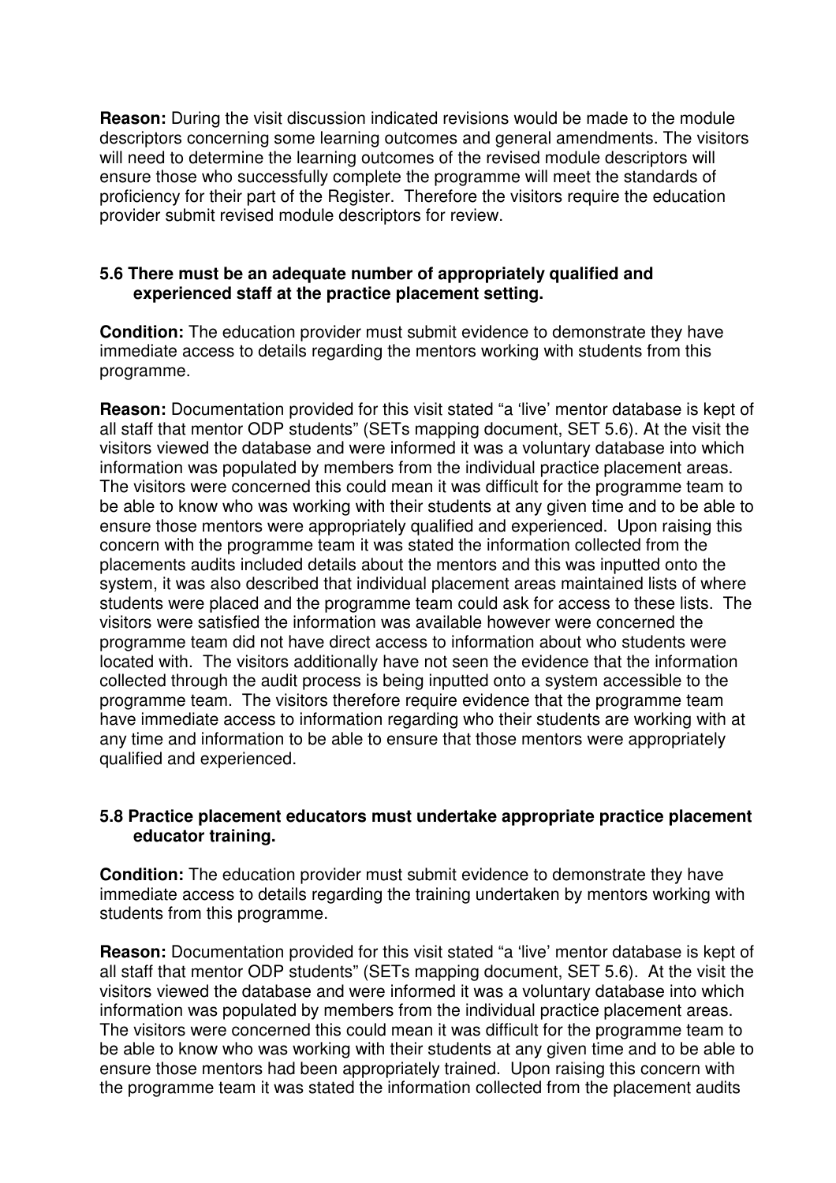**Reason:** During the visit discussion indicated revisions would be made to the module descriptors concerning some learning outcomes and general amendments. The visitors will need to determine the learning outcomes of the revised module descriptors will ensure those who successfully complete the programme will meet the standards of proficiency for their part of the Register. Therefore the visitors require the education provider submit revised module descriptors for review.

**5.6 There must be an adequate number of appropriately qualified and experienced staff at the practice placement setting.**

**Condition:** The education provider must submit evidence to demonstrate they have immediate access to details regarding the mentors working with students from this programme.

**Reason:** Documentation provided for this visit stated "a 'live' mentor database is kept of all staff that mentor ODP students" (SETs mapping document, SET 5.6). At the visit the visitors viewed the database and were informed it was a voluntary database into which information was populated by members from the individual practice placement areas. The visitors were concerned this could mean it was difficult for the programme team to be able to know who was working with their students at any given time and to be able to ensure those mentors were appropriately qualified and experienced. Upon raising this concern with the programme team it was stated the information collected from the placements audits included details about the mentors and this was inputted onto the system, it was also described that individual placement areas maintained lists of where students were placed and the programme team could ask for access to these lists. The visitors were satisfied the information was available however were concerned the programme team did not have direct access to information about who students were located with. The visitors additionally have not seen the evidence that the information collected through the audit process is being inputted onto a system accessible to the programme team. The visitors therefore require evidence that the programme team have immediate access to information regarding who their students are working with at any time and information to be able to ensure that those mentors were appropriately qualified and experienced.

**5.8 Practice placement educators must undertake appropriate practice placement educator training.**

**Condition:** The education provider must submit evidence to demonstrate they have immediate access to details regarding the training undertaken by mentors working with students from this programme.

**Reason:** Documentation provided for this visit stated "a 'live' mentor database is kept of all staff that mentor ODP students" (SETs mapping document, SET 5.6). At the visit the visitors viewed the database and were informed it was a voluntary database into which information was populated by members from the individual practice placement areas. The visitors were concerned this could mean it was difficult for the programme team to be able to know who was working with their students at any given time and to be able to ensure those mentors had been appropriately trained. Upon raising this concern with the programme team it was stated the information collected from the placement audits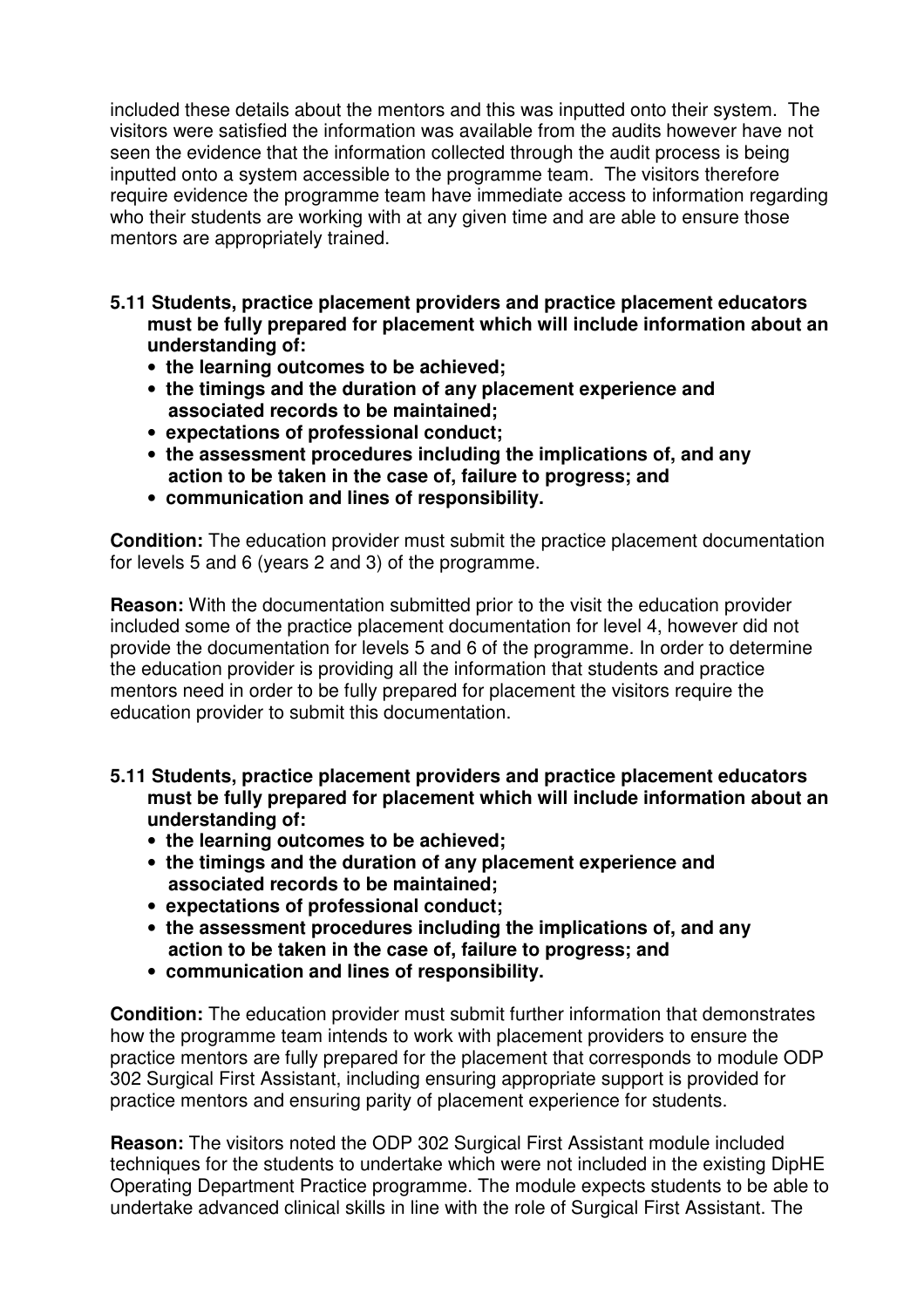included these details about the mentors and this was inputted onto their system. The visitors were satisfied the information was available from the audits however have not seen the evidence that the information collected through the audit process is being inputted onto a system accessible to the programme team. The visitors therefore require evidence the programme team have immediate access to information regarding who their students are working with at any given time and are able to ensure those mentors are appropriately trained.

**5.11 Students, practice placement providers and practice placement educators must be fully prepared for placement which will include information about an understanding of:**

- **the learning outcomes to be achieved;**
- **the timings and the duration of any placement experience and associated records to be maintained;**
- **expectations of professional conduct;**
- **the assessment procedures including the implications of, and any action to be taken in the case of, failure to progress; and**
- **communication and lines of responsibility.**

**Condition:** The education provider must submit the practice placement documentation for levels 5 and 6 (years 2 and 3) of the programme.

**Reason:** With the documentation submitted prior to the visit the education provider included some of the practice placement documentation for level 4, however did not provide the documentation for levels 5 and 6 of the programme. In order to determine the education provider is providing all the information that students and practice mentors need in order to be fully prepared for placement the visitors require the education provider to submit this documentation.

**5.11 Students, practice placement providers and practice placement educators must be fully prepared for placement which will include information about an understanding of:**

- **the learning outcomes to be achieved;**
- **the timings and the duration of any placement experience and associated records to be maintained;**
- **expectations of professional conduct;**
- **the assessment procedures including the implications of, and any action to be taken in the case of, failure to progress; and**
- **communication and lines of responsibility.**

**Condition:** The education provider must submit further information that demonstrates how the programme team intends to work with placement providers to ensure the practice mentors are fully prepared for the placement that corresponds to module ODP 302 Surgical First Assistant, including ensuring appropriate support is provided for practice mentors and ensuring parity of placement experience for students.

**Reason:** The visitors noted the ODP 302 Surgical First Assistant module included techniques for the students to undertake which were not included in the existing DipHE Operating Department Practice programme. The module expects students to be able to undertake advanced clinical skills in line with the role of Surgical First Assistant. The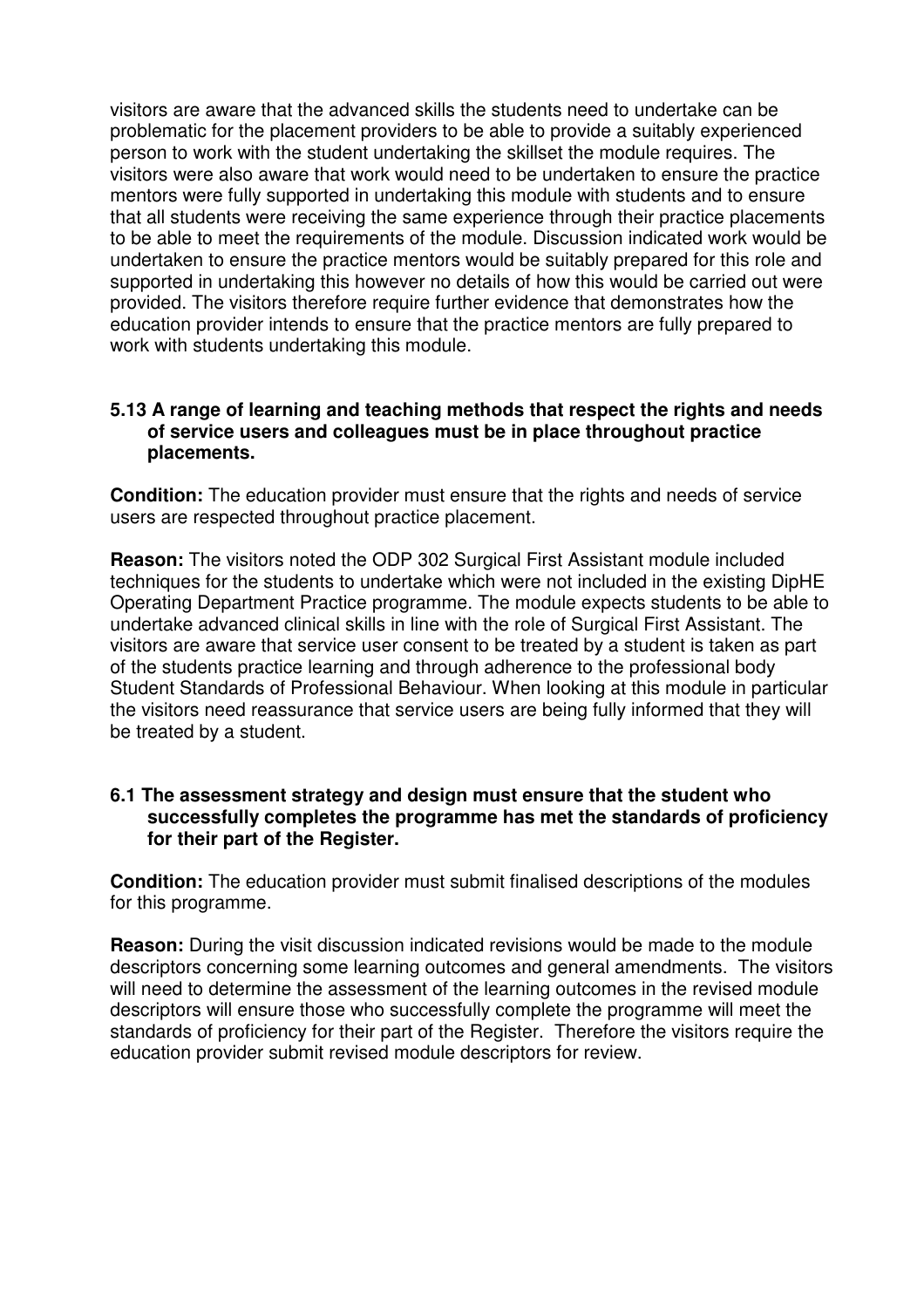visitors are aware that the advanced skills the students need to undertake can be problematic for the placement providers to be able to provide a suitably experienced person to work with the student undertaking the skillset the module requires. The visitors were also aware that work would need to be undertaken to ensure the practice mentors were fully supported in undertaking this module with students and to ensure that all students were receiving the same experience through their practice placements to be able to meet the requirements of the module. Discussion indicated work would be undertaken to ensure the practice mentors would be suitably prepared for this role and supported in undertaking this however no details of how this would be carried out were provided. The visitors therefore require further evidence that demonstrates how the education provider intends to ensure that the practice mentors are fully prepared to work with students undertaking this module.

**5.13 A range of learning and teaching methods that respect the rights and needs of service users and colleagues must be in place throughout practice placements.**

**Condition:** The education provider must ensure that the rights and needs of service users are respected throughout practice placement.

**Reason:** The visitors noted the ODP 302 Surgical First Assistant module included techniques for the students to undertake which were not included in the existing DipHE Operating Department Practice programme. The module expects students to be able to undertake advanced clinical skills in line with the role of Surgical First Assistant. The visitors are aware that service user consent to be treated by a student is taken as part of the students practice learning and through adherence to the professional body Student Standards of Professional Behaviour. When looking at this module in particular the visitors need reassurance that service users are being fully informed that they will be treated by a student.

**6.1 The assessment strategy and design must ensure that the student who successfully completes the programme has met the standards of proficiency for their part of the Register.**

**Condition:** The education provider must submit finalised descriptions of the modules for this programme.

**Reason:** During the visit discussion indicated revisions would be made to the module descriptors concerning some learning outcomes and general amendments. The visitors will need to determine the assessment of the learning outcomes in the revised module descriptors will ensure those who successfully complete the programme will meet the standards of proficiency for their part of the Register. Therefore the visitors require the education provider submit revised module descriptors for review.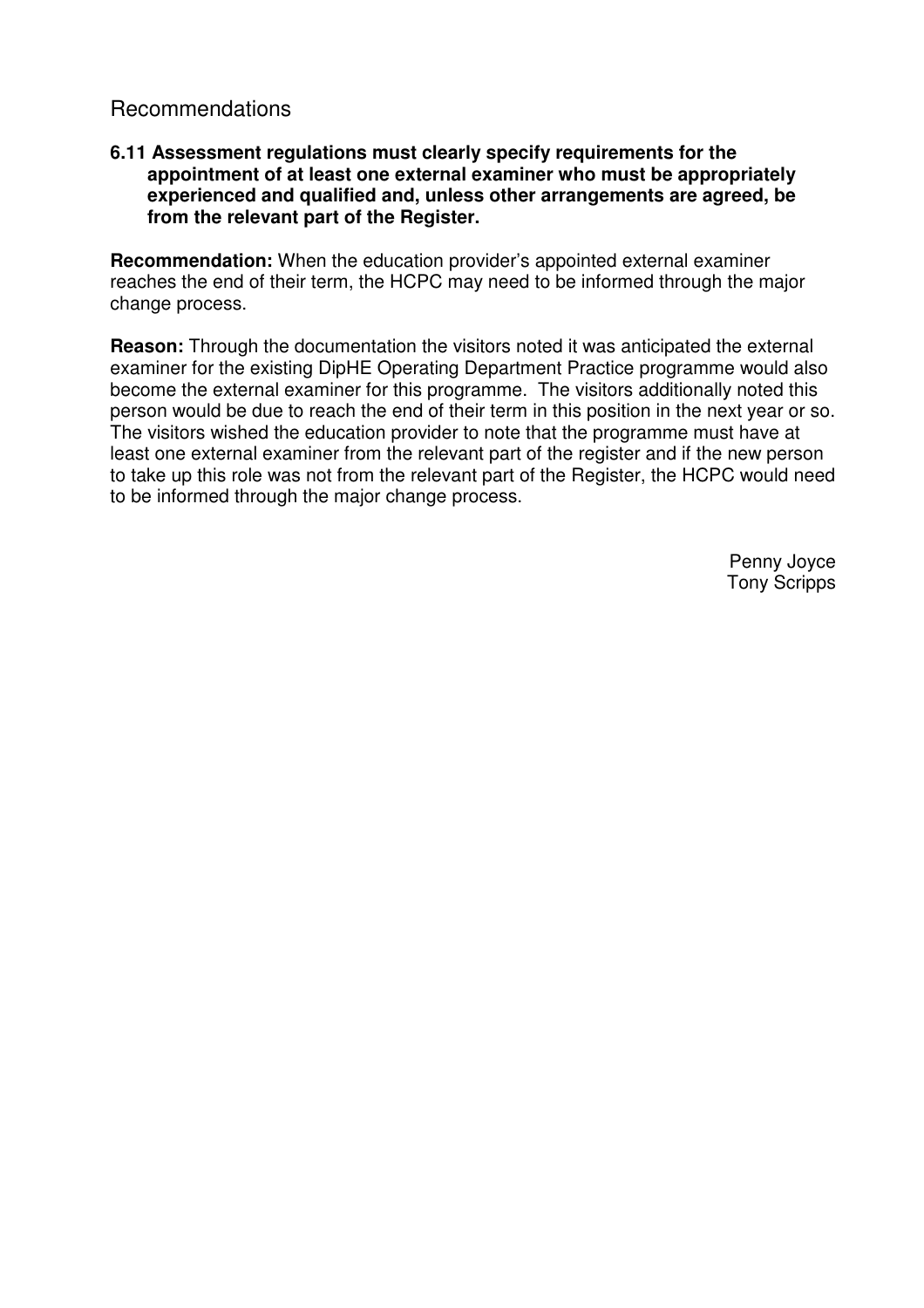## Recommendations

**6.11 Assessment regulations must clearly specify requirements for the appointment of at least one external examiner who must be appropriately experienced and qualified and, unless other arrangements are agreed, be from the relevant part of the Register.**

**Recommendation:** When the education provider's appointed external examiner reaches the end of their term, the HCPC may need to be informed through the major change process.

**Reason:** Through the documentation the visitors noted it was anticipated the external examiner for the existing DipHE Operating Department Practice programme would also become the external examiner for this programme. The visitors additionally noted this person would be due to reach the end of their term in this position in the next year or so. The visitors wished the education provider to note that the programme must have at least one external examiner from the relevant part of the register and if the new person to take up this role was not from the relevant part of the Register, the HCPC would need to be informed through the major change process.

Penny Joyce
Tony Scripps